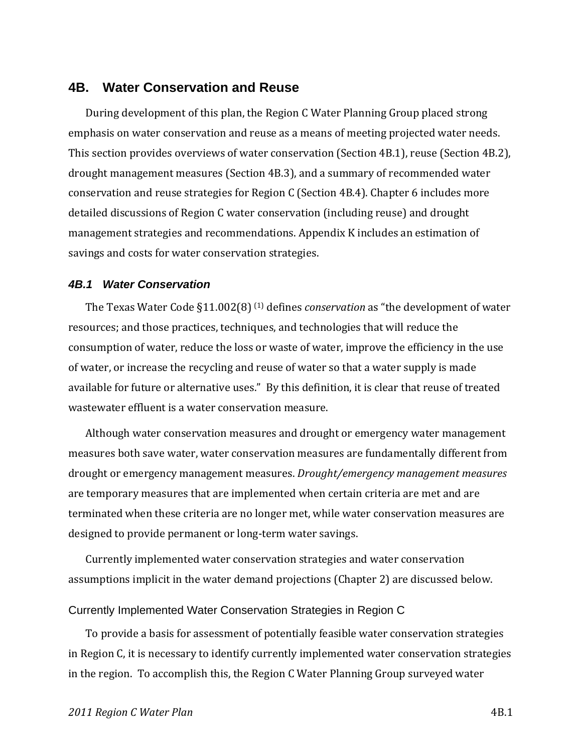## 4B. Water Conservation and Reuse

During development of this plan, the Region C Water Planning Group placed strong emphasis on water conservation and reuse as a means of meeting projected water needs. This section provides overviews of water conservation (Section 4B.1), reuse (Section 4B.2), drought management measures (Section 4B.3), and a summary of recommended water conservation and reuse strategies for Region C (Section 4B.4). Chapter 6 includes more detailed discussions of Region C water conservation (including reuse) and drought management strategies and recommendations. Appendix K includes an estimation of savings and costs for water conservation strategies.

### *4B.1 Water Conservation*

The Texas Water Code §11.002(8) [(1)] defines *conservation* as "the development of water resources; and those practices, techniques, and technologies that will reduce the consumption of water, reduce the loss or waste of water, improve the efficiency in the use of water, or increase the recycling and reuse of water so that a water supply is made available for future or alternative uses." By this definition, it is clear that reuse of treated wastewater effluent is a water conservation measure.

Although water conservation measures and drought or emergency water management measures both save water, water conservation measures are fundamentally different from drought or emergency management measures. *Drought/emergency management measures* are temporary measures that are implemented when certain criteria are met and are terminated when these criteria are no longer met, while water conservation measures are designed to provide permanent or long-term water savings.

Currently implemented water conservation strategies and water conservation assumptions implicit in the water demand projections (Chapter 2) are discussed below.

#### Currently Implemented Water Conservation Strategies in Region C

To provide a basis for assessment of potentially feasible water conservation strategies in Region C, it is necessary to identify currently implemented water conservation strategies in the region. To accomplish this, the Region C Water Planning Group surveyed water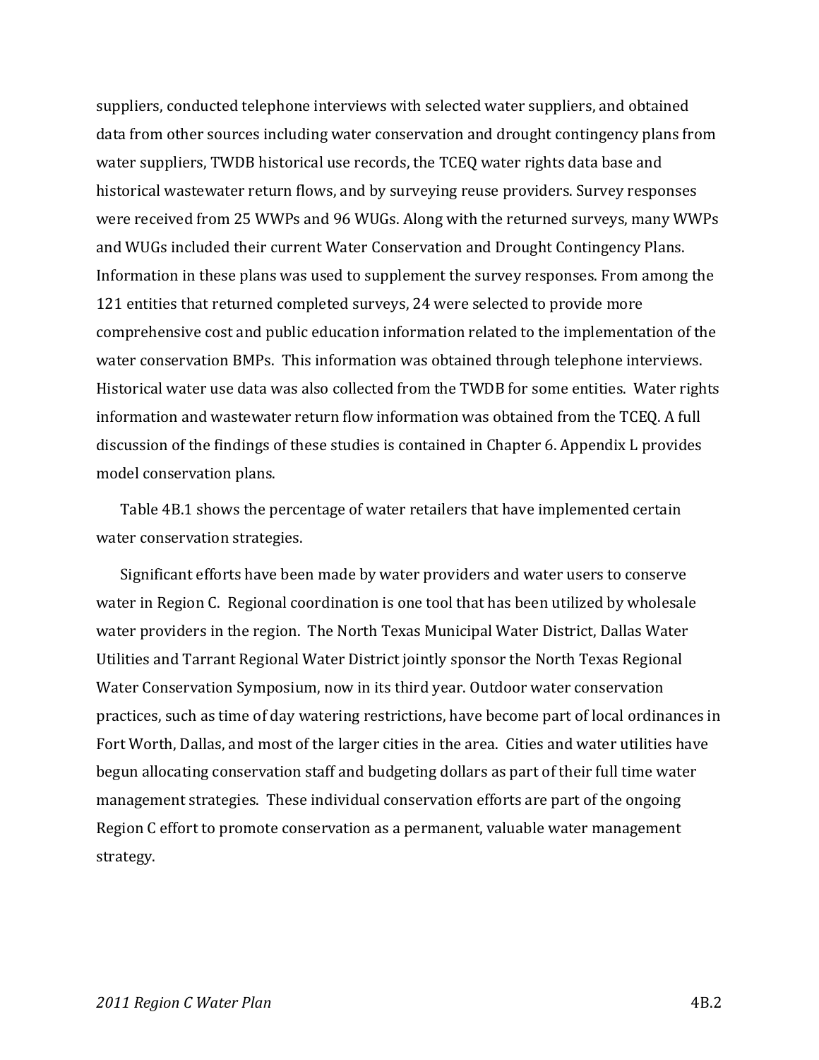suppliers, conducted telephone interviews with selected water suppliers, and obtained data from other sources including water conservation and drought contingency plans from water suppliers, TWDB historical use records, the TCEQ water rights data base and historical wastewater return flows, and by surveying reuse providers. Survey responses were received from 25 WWPs and 96 WUGs. Along with the returned surveys, many WWPs and WUGs included their current Water Conservation and Drought Contingency Plans. Information in these plans was used to supplement the survey responses. From among the 121 entities that returned completed surveys, 24 were selected to provide more comprehensive cost and public education information related to the implementation of the water conservation BMPs. This information was obtained through telephone interviews. Historical water use data was also collected from the TWDB for some entities. Water rights information and wastewater return flow information was obtained from the TCEQ. A full discussion of the findings of these studies is contained in Chapter 6. Appendix L provides model conservation plans.

Table 4B.1 shows the percentage of water retailers that have implemented certain water conservation strategies.

Significant efforts have been made by water providers and water users to conserve water in Region C. Regional coordination is one tool that has been utilized by wholesale water providers in the region. The North Texas Municipal Water District, Dallas Water Utilities and Tarrant Regional Water District jointly sponsor the North Texas Regional Water Conservation Symposium, now in its third year. Outdoor water conservation practices, such as time of day watering restrictions, have become part of local ordinances in Fort Worth, Dallas, and most of the larger cities in the area. Cities and water utilities have begun allocating conservation staff and budgeting dollars as part of their full time water management strategies. These individual conservation efforts are part of the ongoing Region C effort to promote conservation as a permanent, valuable water management strategy.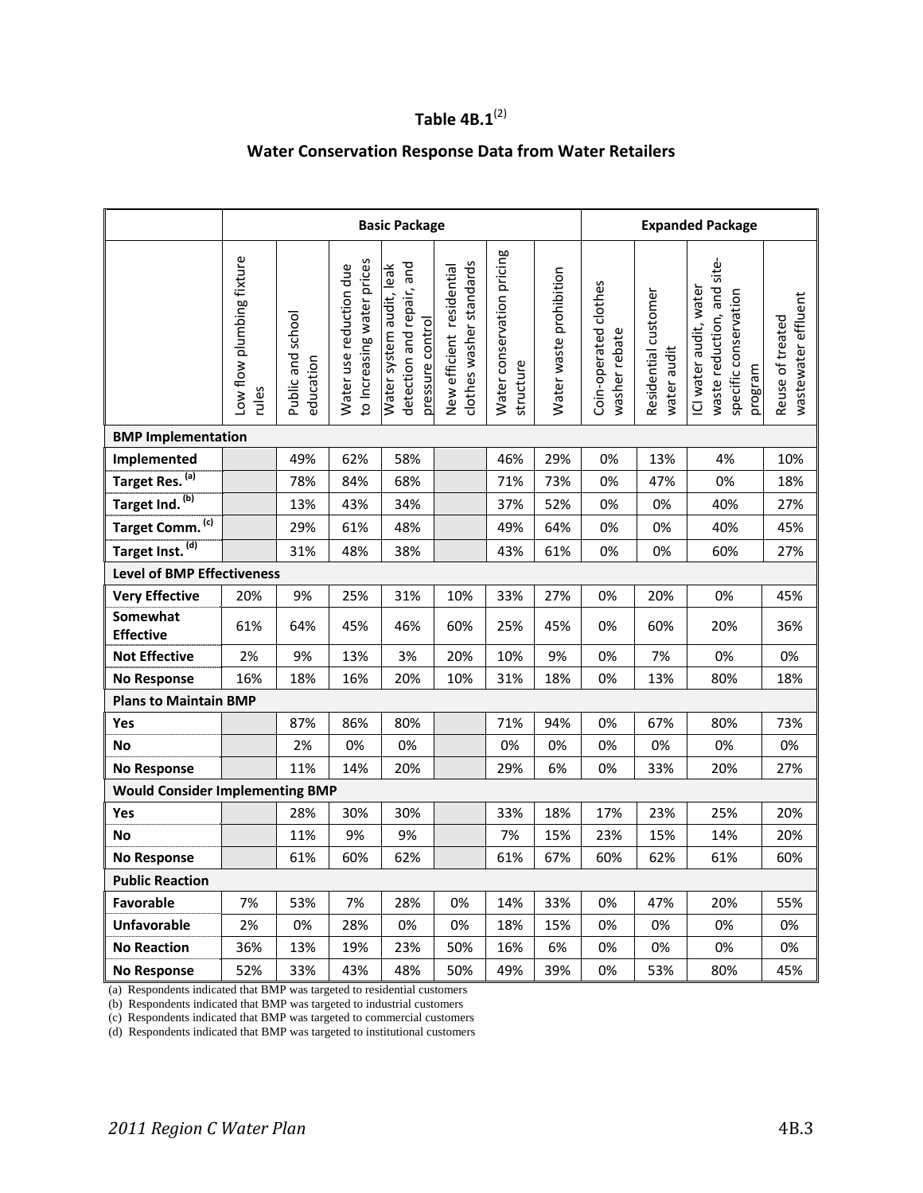# Table 4B.1[2]

## Water Conservation Response Data from Water Retailers

| | Basic Package | | | | | | | Expanded Package | | | |
|---|---|---|---|---|---|---|---|---|---|---|---|
| | Low flow plumbing fixture rules | Public and school education | Water use reduction due to Increasing water prices | Water system audit, leak detection and repair, and pressure control | New efficient residential clothes washer standards | Water conservation pricing structure | Water waste prohibition | Coin-operated clothes washer rebate | Residential customer water audit | ICI water audit, water waste reduction, and site-specific conservation program | Reuse of treated wastewater effluent |
| **BMP Implementation** | | | | | | | | | | | |
| **Implemented** | | 49% | 62% | 58% | | 46% | 29% | 0% | 13% | 4% | 10% |
| **Target Res. [a]** | | 78% | 84% | 68% | | 71% | 73% | 0% | 47% | 0% | 18% |
| **Target Ind. [b]** | | 13% | 43% | 34% | | 37% | 52% | 0% | 0% | 40% | 27% |
| **Target Comm. [c]** | | 29% | 61% | 48% | | 49% | 64% | 0% | 0% | 40% | 45% |
| **Target Inst. [d]** | | 31% | 48% | 38% | | 43% | 61% | 0% | 0% | 60% | 27% |
| **Level of BMP Effectiveness** | | | | | | | | | | | |
| **Very Effective** | 20% | 9% | 25% | 31% | 10% | 33% | 27% | 0% | 20% | 0% | 45% |
| **Somewhat Effective** | 61% | 64% | 45% | 46% | 60% | 25% | 45% | 0% | 60% | 20% | 36% |
| **Not Effective** | 2% | 9% | 13% | 3% | 20% | 10% | 9% | 0% | 7% | 0% | 0% |
| **No Response** | 16% | 18% | 16% | 20% | 10% | 31% | 18% | 0% | 13% | 80% | 18% |
| **Plans to Maintain BMP** | | | | | | | | | | | |
| **Yes** | | 87% | 86% | 80% | | 71% | 94% | 0% | 67% | 80% | 73% |
| **No** | | 2% | 0% | 0% | | 0% | 0% | 0% | 0% | 0% | 0% |
| **No Response** | | 11% | 14% | 20% | | 29% | 6% | 0% | 33% | 20% | 27% |
| **Would Consider Implementing BMP** | | | | | | | | | | | |
| **Yes** | | 28% | 30% | 30% | | 33% | 18% | 17% | 23% | 25% | 20% |
| **No** | | 11% | 9% | 9% | | 7% | 15% | 23% | 15% | 14% | 20% |
| **No Response** | | 61% | 60% | 62% | | 61% | 67% | 60% | 62% | 61% | 60% |
| **Public Reaction** | | | | | | | | | | | |
| **Favorable** | 7% | 53% | 7% | 28% | 0% | 14% | 33% | 0% | 47% | 20% | 55% |
| **Unfavorable** | 2% | 0% | 28% | 0% | 0% | 18% | 15% | 0% | 0% | 0% | 0% |
| **No Reaction** | 36% | 13% | 19% | 23% | 50% | 16% | 6% | 0% | 0% | 0% | 0% |
| **No Response** | 52% | 33% | 43% | 48% | 50% | 49% | 39% | 0% | 53% | 80% | 45% |

(a) Respondents indicated that BMP was targeted to residential customers
(b) Respondents indicated that BMP was targeted to industrial customers
(c) Respondents indicated that BMP was targeted to commercial customers
(d) Respondents indicated that BMP was targeted to institutional customers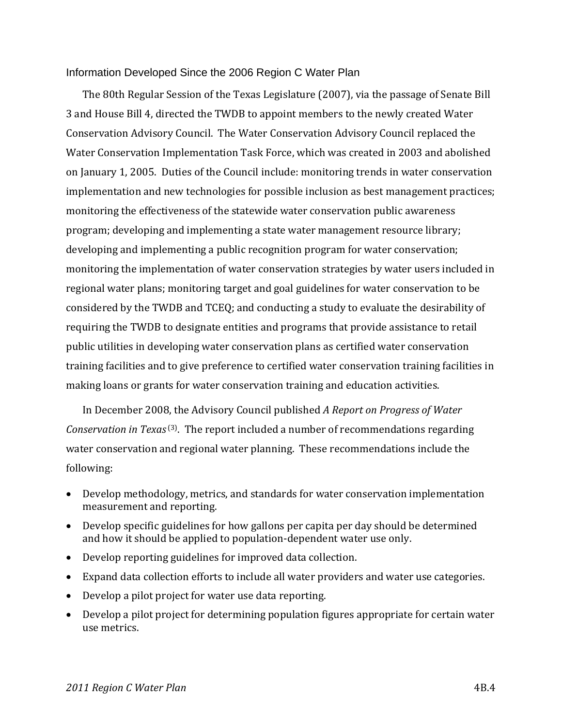### Information Developed Since the 2006 Region C Water Plan

The 80th Regular Session of the Texas Legislature (2007), via the passage of Senate Bill 3 and House Bill 4, directed the TWDB to appoint members to the newly created Water Conservation Advisory Council. The Water Conservation Advisory Council replaced the Water Conservation Implementation Task Force, which was created in 2003 and abolished on January 1, 2005. Duties of the Council include: monitoring trends in water conservation implementation and new technologies for possible inclusion as best management practices; monitoring the effectiveness of the statewide water conservation public awareness program; developing and implementing a state water management resource library; developing and implementing a public recognition program for water conservation; monitoring the implementation of water conservation strategies by water users included in regional water plans; monitoring target and goal guidelines for water conservation to be considered by the TWDB and TCEQ; and conducting a study to evaluate the desirability of requiring the TWDB to designate entities and programs that provide assistance to retail public utilities in developing water conservation plans as certified water conservation training facilities and to give preference to certified water conservation training facilities in making loans or grants for water conservation training and education activities.

In December 2008, the Advisory Council published *A Report on Progress of Water Conservation in Texas* [(3)]. The report included a number of recommendations regarding water conservation and regional water planning. These recommendations include the following:

- Develop methodology, metrics, and standards for water conservation implementation measurement and reporting.
- Develop specific guidelines for how gallons per capita per day should be determined and how it should be applied to population-dependent water use only.
- Develop reporting guidelines for improved data collection.
- Expand data collection efforts to include all water providers and water use categories.
- Develop a pilot project for water use data reporting.
- Develop a pilot project for determining population figures appropriate for certain water use metrics.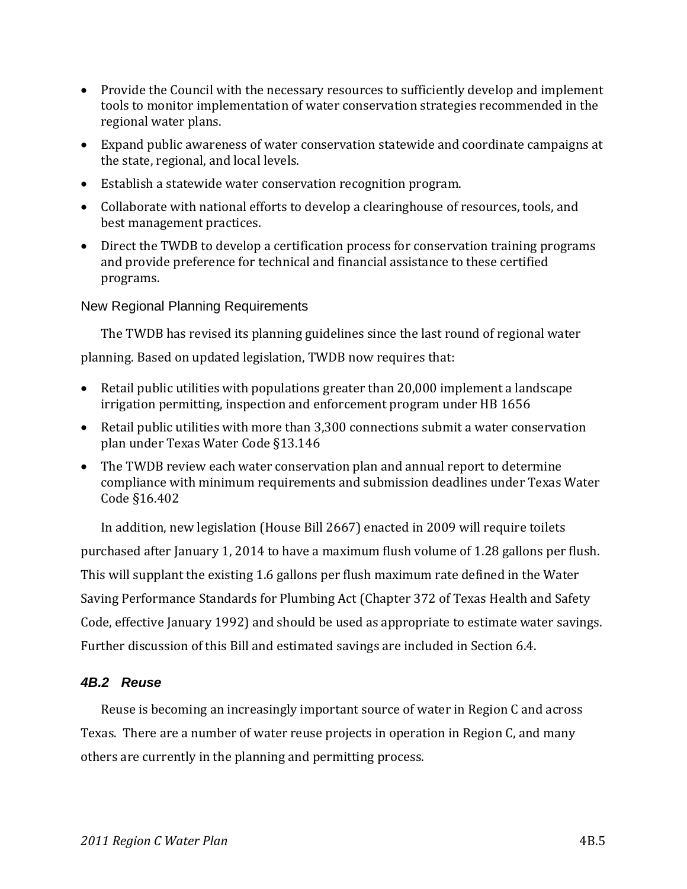- Provide the Council with the necessary resources to sufficiently develop and implement tools to monitor implementation of water conservation strategies recommended in the regional water plans.
- Expand public awareness of water conservation statewide and coordinate campaigns at the state, regional, and local levels.
- Establish a statewide water conservation recognition program.
- Collaborate with national efforts to develop a clearinghouse of resources, tools, and best management practices.
- Direct the TWDB to develop a certification process for conservation training programs and provide preference for technical and financial assistance to these certified programs.

### New Regional Planning Requirements

The TWDB has revised its planning guidelines since the last round of regional water planning. Based on updated legislation, TWDB now requires that:

- Retail public utilities with populations greater than 20,000 implement a landscape irrigation permitting, inspection and enforcement program under HB 1656
- Retail public utilities with more than 3,300 connections submit a water conservation plan under Texas Water Code §13.146
- The TWDB review each water conservation plan and annual report to determine compliance with minimum requirements and submission deadlines under Texas Water Code §16.402

In addition, new legislation (House Bill 2667) enacted in 2009 will require toilets purchased after January 1, 2014 to have a maximum flush volume of 1.28 gallons per flush. This will supplant the existing 1.6 gallons per flush maximum rate defined in the Water Saving Performance Standards for Plumbing Act (Chapter 372 of Texas Health and Safety Code, effective January 1992) and should be used as appropriate to estimate water savings. Further discussion of this Bill and estimated savings are included in Section 6.4.

## *4B.2 Reuse*

Reuse is becoming an increasingly important source of water in Region C and across Texas. There are a number of water reuse projects in operation in Region C, and many others are currently in the planning and permitting process.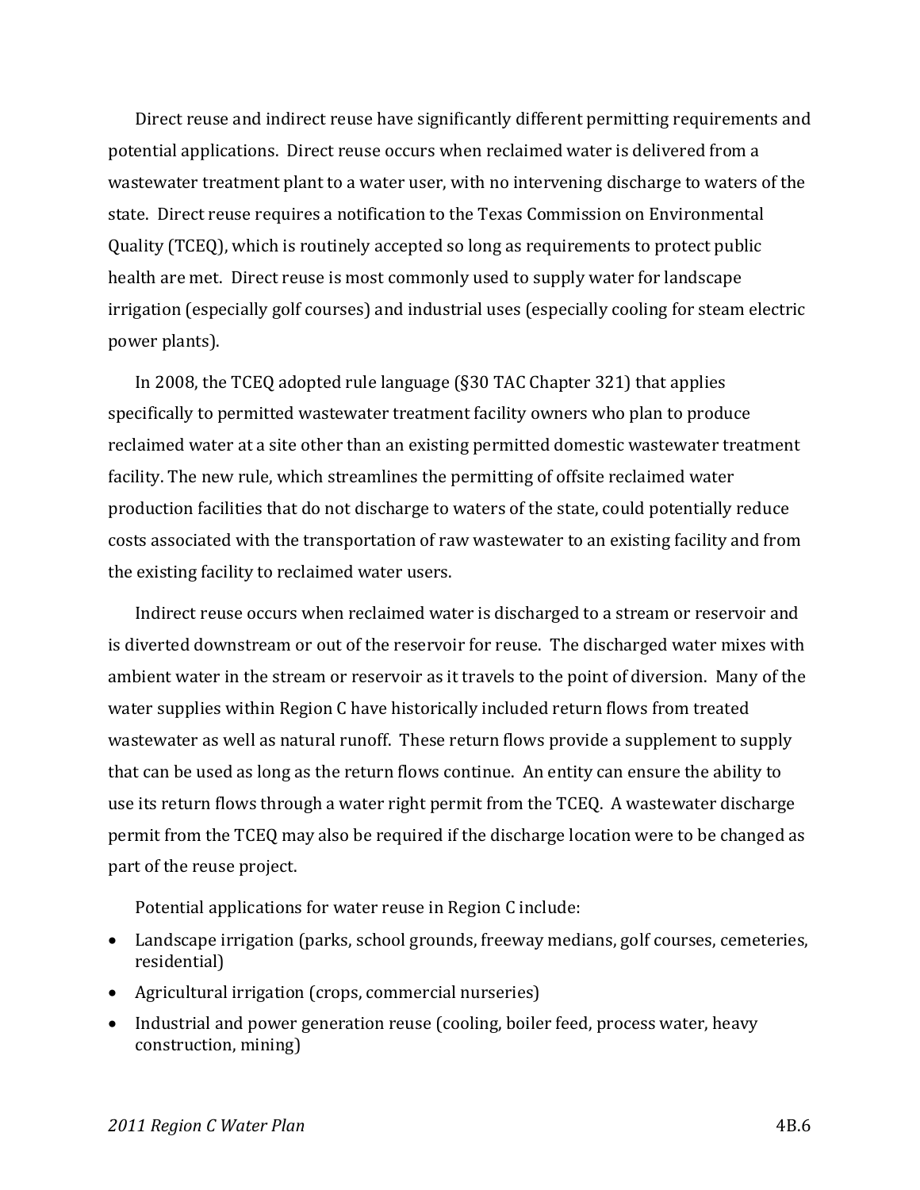Direct reuse and indirect reuse have significantly different permitting requirements and potential applications. Direct reuse occurs when reclaimed water is delivered from a wastewater treatment plant to a water user, with no intervening discharge to waters of the state. Direct reuse requires a notification to the Texas Commission on Environmental Quality (TCEQ), which is routinely accepted so long as requirements to protect public health are met. Direct reuse is most commonly used to supply water for landscape irrigation (especially golf courses) and industrial uses (especially cooling for steam electric power plants).

In 2008, the TCEQ adopted rule language (§30 TAC Chapter 321) that applies specifically to permitted wastewater treatment facility owners who plan to produce reclaimed water at a site other than an existing permitted domestic wastewater treatment facility. The new rule, which streamlines the permitting of offsite reclaimed water production facilities that do not discharge to waters of the state, could potentially reduce costs associated with the transportation of raw wastewater to an existing facility and from the existing facility to reclaimed water users.

Indirect reuse occurs when reclaimed water is discharged to a stream or reservoir and is diverted downstream or out of the reservoir for reuse. The discharged water mixes with ambient water in the stream or reservoir as it travels to the point of diversion. Many of the water supplies within Region C have historically included return flows from treated wastewater as well as natural runoff. These return flows provide a supplement to supply that can be used as long as the return flows continue. An entity can ensure the ability to use its return flows through a water right permit from the TCEQ. A wastewater discharge permit from the TCEQ may also be required if the discharge location were to be changed as part of the reuse project.

Potential applications for water reuse in Region C include:

- Landscape irrigation (parks, school grounds, freeway medians, golf courses, cemeteries, residential)
- Agricultural irrigation (crops, commercial nurseries)
- Industrial and power generation reuse (cooling, boiler feed, process water, heavy construction, mining)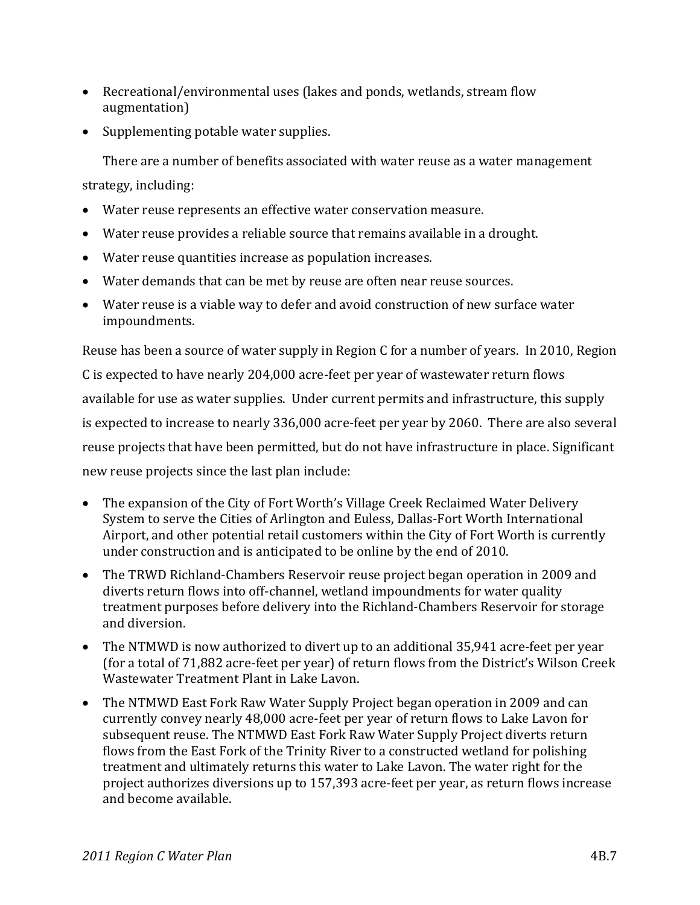- Recreational/environmental uses (lakes and ponds, wetlands, stream flow augmentation)
- Supplementing potable water supplies.

There are a number of benefits associated with water reuse as a water management strategy, including:

- Water reuse represents an effective water conservation measure.
- Water reuse provides a reliable source that remains available in a drought.
- Water reuse quantities increase as population increases.
- Water demands that can be met by reuse are often near reuse sources.
- Water reuse is a viable way to defer and avoid construction of new surface water impoundments.

Reuse has been a source of water supply in Region C for a number of years. In 2010, Region C is expected to have nearly 204,000 acre-feet per year of wastewater return flows available for use as water supplies. Under current permits and infrastructure, this supply is expected to increase to nearly 336,000 acre-feet per year by 2060. There are also several reuse projects that have been permitted, but do not have infrastructure in place. Significant new reuse projects since the last plan include:

- The expansion of the City of Fort Worth's Village Creek Reclaimed Water Delivery System to serve the Cities of Arlington and Euless, Dallas-Fort Worth International Airport, and other potential retail customers within the City of Fort Worth is currently under construction and is anticipated to be online by the end of 2010.
- The TRWD Richland-Chambers Reservoir reuse project began operation in 2009 and diverts return flows into off-channel, wetland impoundments for water quality treatment purposes before delivery into the Richland-Chambers Reservoir for storage and diversion.
- The NTMWD is now authorized to divert up to an additional 35,941 acre-feet per year (for a total of 71,882 acre-feet per year) of return flows from the District's Wilson Creek Wastewater Treatment Plant in Lake Lavon.
- The NTMWD East Fork Raw Water Supply Project began operation in 2009 and can currently convey nearly 48,000 acre-feet per year of return flows to Lake Lavon for subsequent reuse. The NTMWD East Fork Raw Water Supply Project diverts return flows from the East Fork of the Trinity River to a constructed wetland for polishing treatment and ultimately returns this water to Lake Lavon. The water right for the project authorizes diversions up to 157,393 acre-feet per year, as return flows increase and become available.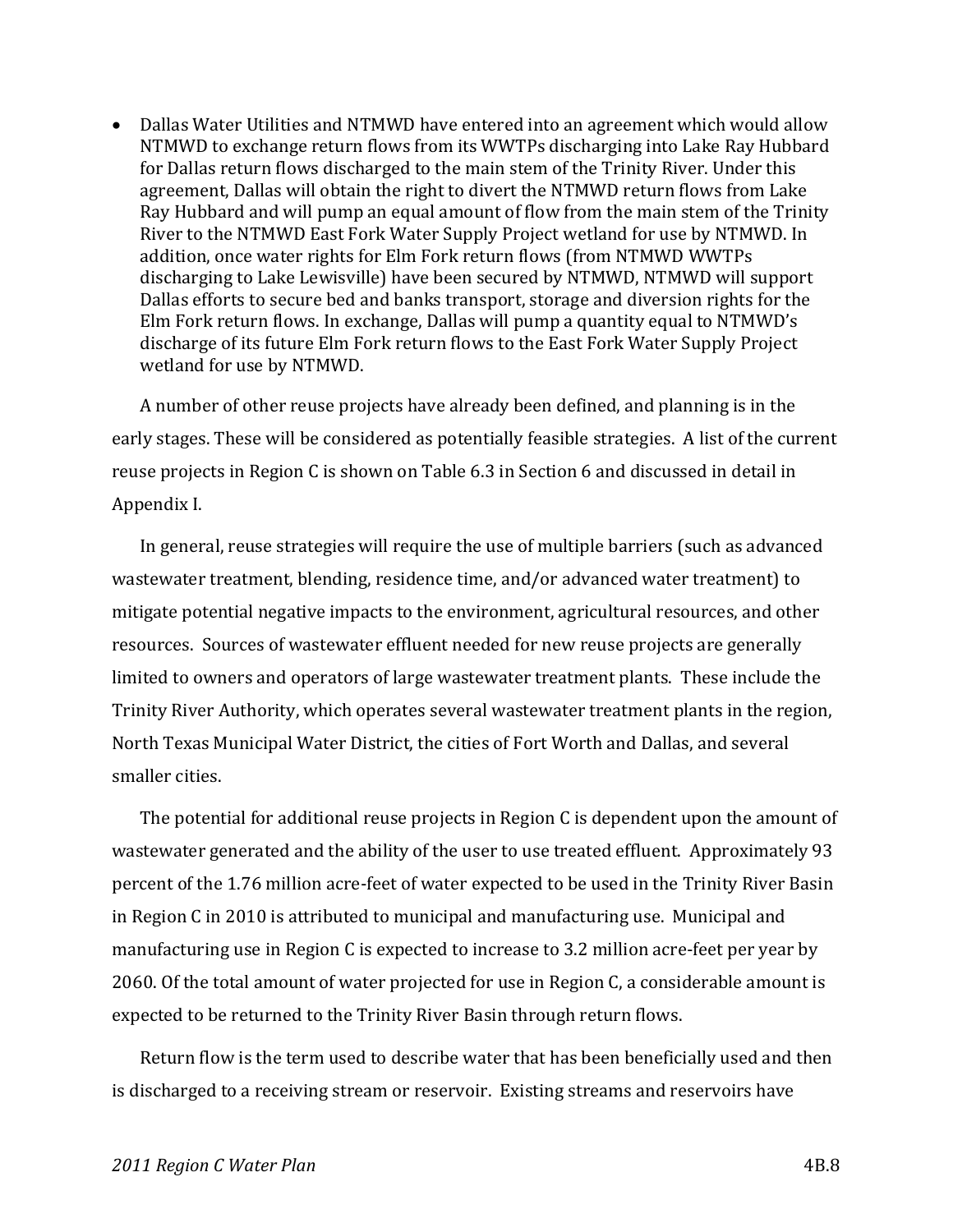- Dallas Water Utilities and NTMWD have entered into an agreement which would allow NTMWD to exchange return flows from its WWTPs discharging into Lake Ray Hubbard for Dallas return flows discharged to the main stem of the Trinity River. Under this agreement, Dallas will obtain the right to divert the NTMWD return flows from Lake Ray Hubbard and will pump an equal amount of flow from the main stem of the Trinity River to the NTMWD East Fork Water Supply Project wetland for use by NTMWD. In addition, once water rights for Elm Fork return flows (from NTMWD WWTPs discharging to Lake Lewisville) have been secured by NTMWD, NTMWD will support Dallas efforts to secure bed and banks transport, storage and diversion rights for the Elm Fork return flows. In exchange, Dallas will pump a quantity equal to NTMWD's discharge of its future Elm Fork return flows to the East Fork Water Supply Project wetland for use by NTMWD.

A number of other reuse projects have already been defined, and planning is in the early stages. These will be considered as potentially feasible strategies. A list of the current reuse projects in Region C is shown on Table 6.3 in Section 6 and discussed in detail in Appendix I.

In general, reuse strategies will require the use of multiple barriers (such as advanced wastewater treatment, blending, residence time, and/or advanced water treatment) to mitigate potential negative impacts to the environment, agricultural resources, and other resources. Sources of wastewater effluent needed for new reuse projects are generally limited to owners and operators of large wastewater treatment plants. These include the Trinity River Authority, which operates several wastewater treatment plants in the region, North Texas Municipal Water District, the cities of Fort Worth and Dallas, and several smaller cities.

The potential for additional reuse projects in Region C is dependent upon the amount of wastewater generated and the ability of the user to use treated effluent. Approximately 93 percent of the 1.76 million acre-feet of water expected to be used in the Trinity River Basin in Region C in 2010 is attributed to municipal and manufacturing use. Municipal and manufacturing use in Region C is expected to increase to 3.2 million acre-feet per year by 2060. Of the total amount of water projected for use in Region C, a considerable amount is expected to be returned to the Trinity River Basin through return flows.

Return flow is the term used to describe water that has been beneficially used and then is discharged to a receiving stream or reservoir. Existing streams and reservoirs have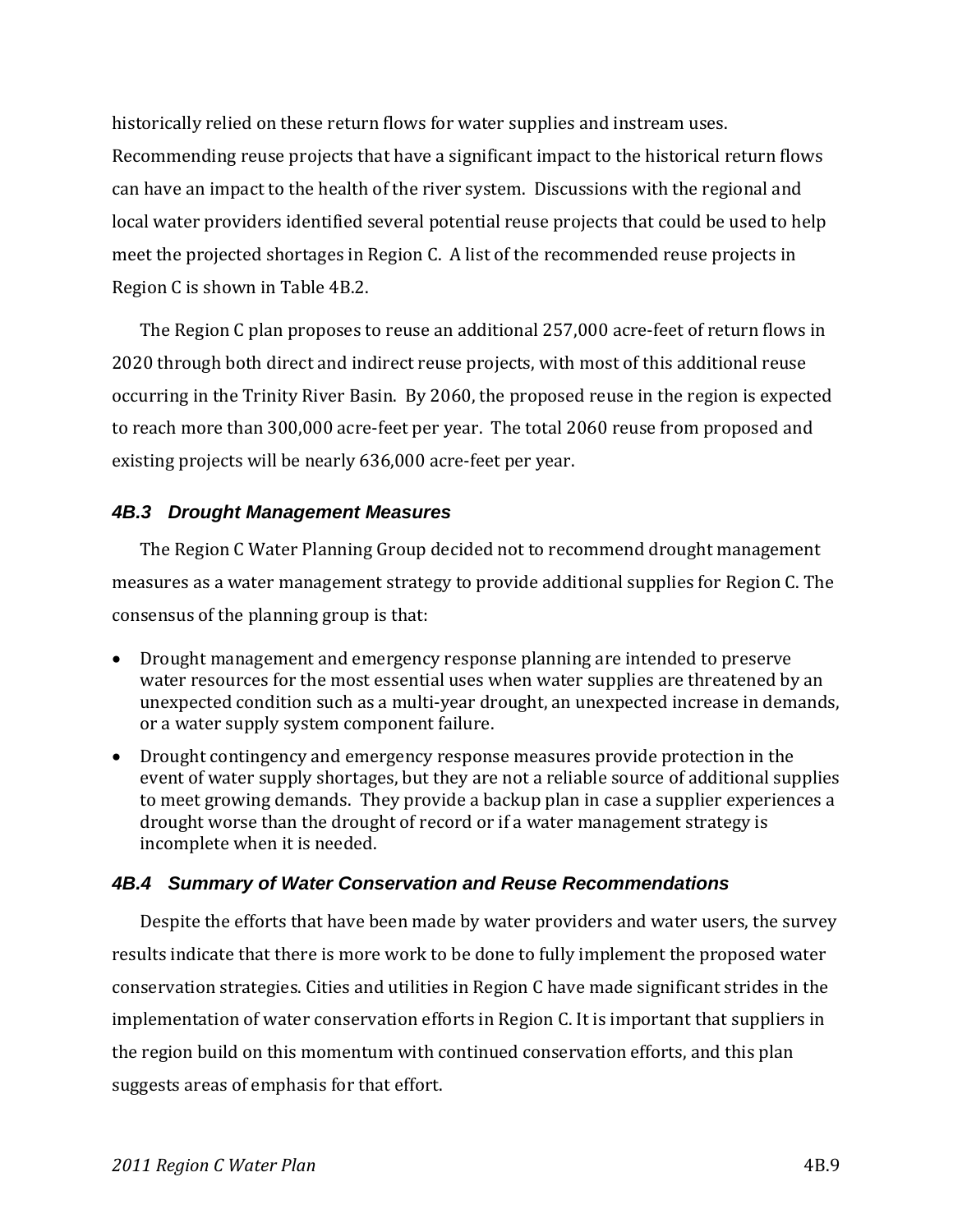historically relied on these return flows for water supplies and instream uses. Recommending reuse projects that have a significant impact to the historical return flows can have an impact to the health of the river system. Discussions with the regional and local water providers identified several potential reuse projects that could be used to help meet the projected shortages in Region C. A list of the recommended reuse projects in Region C is shown in Table 4B.2.

The Region C plan proposes to reuse an additional 257,000 acre-feet of return flows in 2020 through both direct and indirect reuse projects, with most of this additional reuse occurring in the Trinity River Basin. By 2060, the proposed reuse in the region is expected to reach more than 300,000 acre-feet per year. The total 2060 reuse from proposed and existing projects will be nearly 636,000 acre-feet per year.

### *4B.3 Drought Management Measures*

The Region C Water Planning Group decided not to recommend drought management measures as a water management strategy to provide additional supplies for Region C. The consensus of the planning group is that:

- Drought management and emergency response planning are intended to preserve water resources for the most essential uses when water supplies are threatened by an unexpected condition such as a multi-year drought, an unexpected increase in demands, or a water supply system component failure.
- Drought contingency and emergency response measures provide protection in the event of water supply shortages, but they are not a reliable source of additional supplies to meet growing demands. They provide a backup plan in case a supplier experiences a drought worse than the drought of record or if a water management strategy is incomplete when it is needed.

### *4B.4 Summary of Water Conservation and Reuse Recommendations*

Despite the efforts that have been made by water providers and water users, the survey results indicate that there is more work to be done to fully implement the proposed water conservation strategies. Cities and utilities in Region C have made significant strides in the implementation of water conservation efforts in Region C. It is important that suppliers in the region build on this momentum with continued conservation efforts, and this plan suggests areas of emphasis for that effort.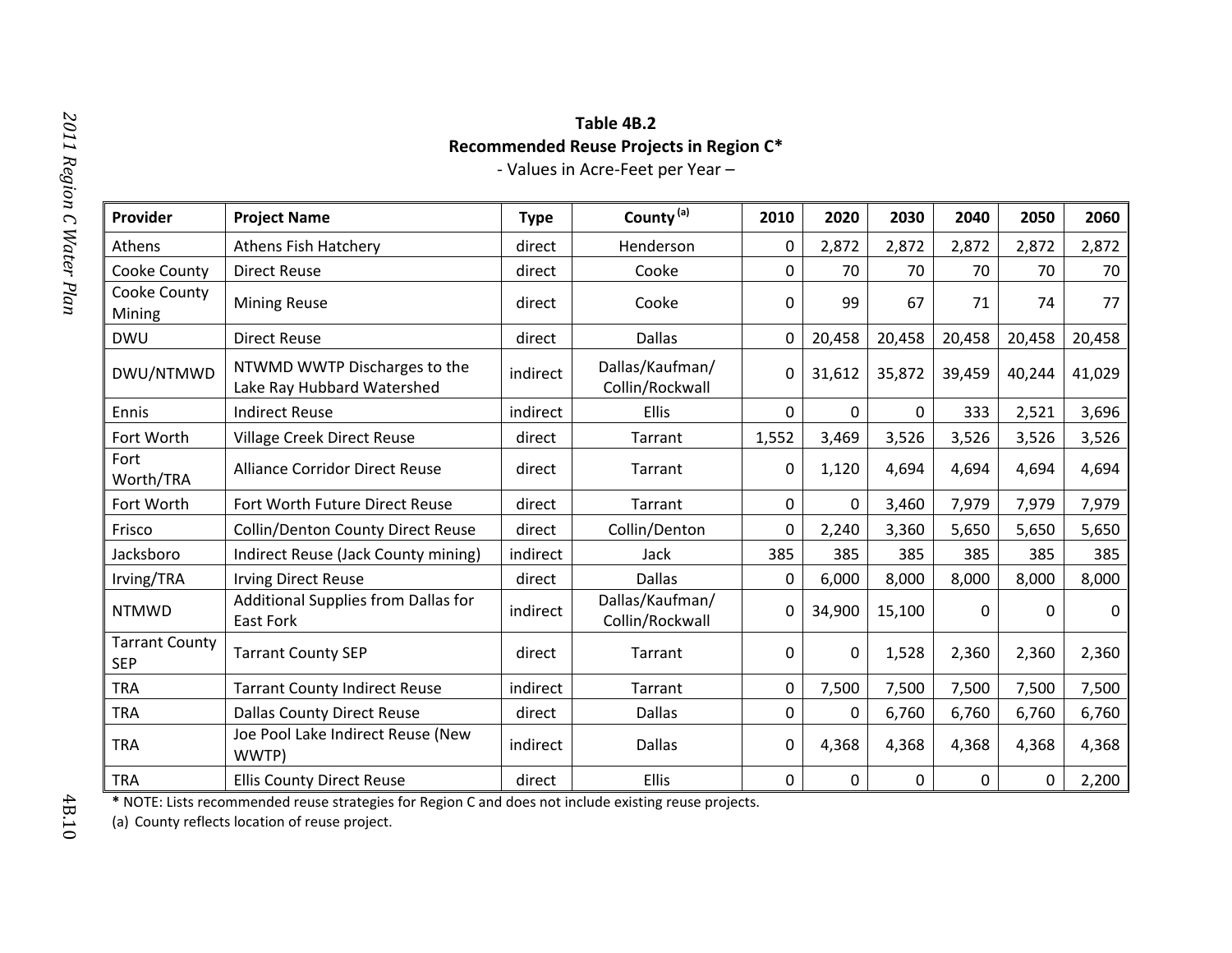**Table 4B.2**
**Recommended Reuse Projects in Region C***
- Values in Acre-Feet per Year –

| Provider | Project Name | Type | County (a) | 2010 | 2020 | 2030 | 2040 | 2050 | 2060 |
|---|---|---|---|---|---|---|---|---|---|
| Athens | Athens Fish Hatchery | direct | Henderson | 0 | 2,872 | 2,872 | 2,872 | 2,872 | 2,872 |
| Cooke County | Direct Reuse | direct | Cooke | 0 | 70 | 70 | 70 | 70 | 70 |
| Cooke County Mining | Mining Reuse | direct | Cooke | 0 | 99 | 67 | 71 | 74 | 77 |
| DWU | Direct Reuse | direct | Dallas | 0 | 20,458 | 20,458 | 20,458 | 20,458 | 20,458 |
| DWU/NTMWD | NTWMD WWTP Discharges to the Lake Ray Hubbard Watershed | indirect | Dallas/Kaufman/ Collin/Rockwall | 0 | 31,612 | 35,872 | 39,459 | 40,244 | 41,029 |
| Ennis | Indirect Reuse | indirect | Ellis | 0 | 0 | 0 | 333 | 2,521 | 3,696 |
| Fort Worth | Village Creek Direct Reuse | direct | Tarrant | 1,552 | 3,469 | 3,526 | 3,526 | 3,526 | 3,526 |
| Fort Worth/TRA | Alliance Corridor Direct Reuse | direct | Tarrant | 0 | 1,120 | 4,694 | 4,694 | 4,694 | 4,694 |
| Fort Worth | Fort Worth Future Direct Reuse | direct | Tarrant | 0 | 0 | 3,460 | 7,979 | 7,979 | 7,979 |
| Frisco | Collin/Denton County Direct Reuse | direct | Collin/Denton | 0 | 2,240 | 3,360 | 5,650 | 5,650 | 5,650 |
| Jacksboro | Indirect Reuse (Jack County mining) | indirect | Jack | 385 | 385 | 385 | 385 | 385 | 385 |
| Irving/TRA | Irving Direct Reuse | direct | Dallas | 0 | 6,000 | 8,000 | 8,000 | 8,000 | 8,000 |
| NTMWD | Additional Supplies from Dallas for East Fork | indirect | Dallas/Kaufman/ Collin/Rockwall | 0 | 34,900 | 15,100 | 0 | 0 | 0 |
| Tarrant County SEP | Tarrant County SEP | direct | Tarrant | 0 | 0 | 1,528 | 2,360 | 2,360 | 2,360 |
| TRA | Tarrant County Indirect Reuse | indirect | Tarrant | 0 | 7,500 | 7,500 | 7,500 | 7,500 | 7,500 |
| TRA | Dallas County Direct Reuse | direct | Dallas | 0 | 0 | 6,760 | 6,760 | 6,760 | 6,760 |
| TRA | Joe Pool Lake Indirect Reuse (New WWTP) | indirect | Dallas | 0 | 4,368 | 4,368 | 4,368 | 4,368 | 4,368 |
| TRA | Ellis County Direct Reuse | direct | Ellis | 0 | 0 | 0 | 0 | 0 | 2,200 |

**\*** NOTE: Lists recommended reuse strategies for Region C and does not include existing reuse projects.

(a) County reflects location of reuse project.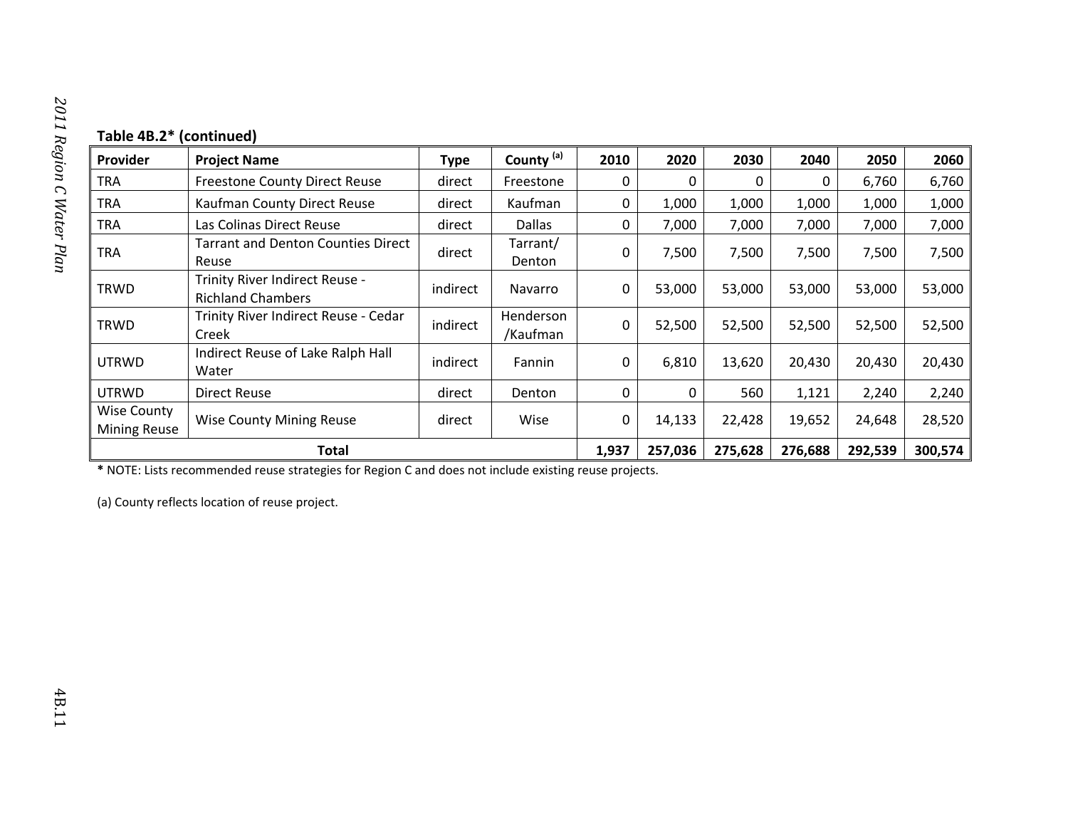**Table 4B.2* (continued)**

| Provider | Project Name | Type | County [(a)] | 2010 | 2020 | 2030 | 2040 | 2050 | 2060 |
|---|---|---|---|---|---|---|---|---|---|
| TRA | Freestone County Direct Reuse | direct | Freestone | 0 | 0 | 0 | 0 | 6,760 | 6,760 |
| TRA | Kaufman County Direct Reuse | direct | Kaufman | 0 | 1,000 | 1,000 | 1,000 | 1,000 | 1,000 |
| TRA | Las Colinas Direct Reuse | direct | Dallas | 0 | 7,000 | 7,000 | 7,000 | 7,000 | 7,000 |
| TRA | Tarrant and Denton Counties Direct Reuse | direct | Tarrant/ Denton | 0 | 7,500 | 7,500 | 7,500 | 7,500 | 7,500 |
| TRWD | Trinity River Indirect Reuse - Richland Chambers | indirect | Navarro | 0 | 53,000 | 53,000 | 53,000 | 53,000 | 53,000 |
| TRWD | Trinity River Indirect Reuse - Cedar Creek | indirect | Henderson /Kaufman | 0 | 52,500 | 52,500 | 52,500 | 52,500 | 52,500 |
| UTRWD | Indirect Reuse of Lake Ralph Hall Water | indirect | Fannin | 0 | 6,810 | 13,620 | 20,430 | 20,430 | 20,430 |
| UTRWD | Direct Reuse | direct | Denton | 0 | 0 | 560 | 1,121 | 2,240 | 2,240 |
| Wise County Mining Reuse | Wise County Mining Reuse | direct | Wise | 0 | 14,133 | 22,428 | 19,652 | 24,648 | 28,520 |
| **Total** | | | | **1,937** | **257,036** | **275,628** | **276,688** | **292,539** | **300,574** |

**\*** NOTE: Lists recommended reuse strategies for Region C and does not include existing reuse projects.

(a) County reflects location of reuse project.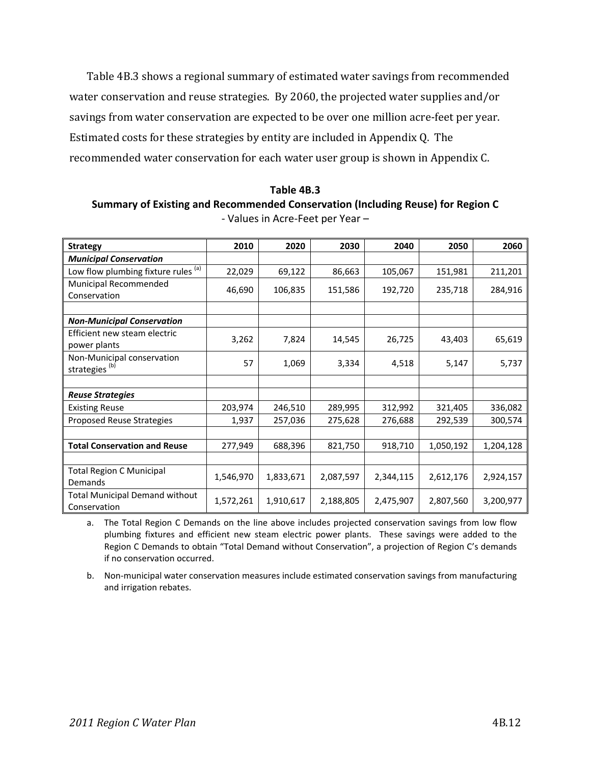Table 4B.3 shows a regional summary of estimated water savings from recommended water conservation and reuse strategies. By 2060, the projected water supplies and/or savings from water conservation are expected to be over one million acre-feet per year. Estimated costs for these strategies by entity are included in Appendix Q. The recommended water conservation for each water user group is shown in Appendix C.

**Table 4B.3**
**Summary of Existing and Recommended Conservation (Including Reuse) for Region C**
- Values in Acre-Feet per Year –

| Strategy | 2010 | 2020 | 2030 | 2040 | 2050 | 2060 |
|---|---|---|---|---|---|---|
| ***Municipal Conservation*** | | | | | | |
| Low flow plumbing fixture rules [a] | 22,029 | 69,122 | 86,663 | 105,067 | 151,981 | 211,201 |
| Municipal Recommended Conservation | 46,690 | 106,835 | 151,586 | 192,720 | 235,718 | 284,916 |
| | | | | | | |
| ***Non-Municipal Conservation*** | | | | | | |
| Efficient new steam electric power plants | 3,262 | 7,824 | 14,545 | 26,725 | 43,403 | 65,619 |
| Non-Municipal conservation strategies [b] | 57 | 1,069 | 3,334 | 4,518 | 5,147 | 5,737 |
| | | | | | | |
| ***Reuse Strategies*** | | | | | | |
| Existing Reuse | 203,974 | 246,510 | 289,995 | 312,992 | 321,405 | 336,082 |
| Proposed Reuse Strategies | 1,937 | 257,036 | 275,628 | 276,688 | 292,539 | 300,574 |
| | | | | | | |
| **Total Conservation and Reuse** | 277,949 | 688,396 | 821,750 | 918,710 | 1,050,192 | 1,204,128 |
| | | | | | | |
| Total Region C Municipal Demands | 1,546,970 | 1,833,671 | 2,087,597 | 2,344,115 | 2,612,176 | 2,924,157 |
| Total Municipal Demand without Conservation | 1,572,261 | 1,910,617 | 2,188,805 | 2,475,907 | 2,807,560 | 3,200,977 |

a. The Total Region C Demands on the line above includes projected conservation savings from low flow plumbing fixtures and efficient new steam electric power plants. These savings were added to the Region C Demands to obtain "Total Demand without Conservation", a projection of Region C's demands if no conservation occurred.

b. Non-municipal water conservation measures include estimated conservation savings from manufacturing and irrigation rebates.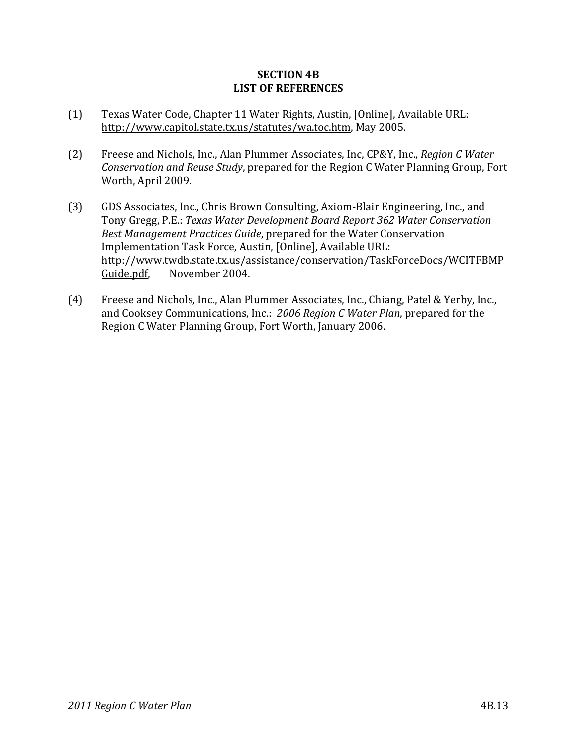# SECTION 4B
# LIST OF REFERENCES

(1) Texas Water Code, Chapter 11 Water Rights, Austin, [Online], Available URL: http://www.capitol.state.tx.us/statutes/wa.toc.htm, May 2005.

(2) Freese and Nichols, Inc., Alan Plummer Associates, Inc, CP&Y, Inc., *Region C Water Conservation and Reuse Study*, prepared for the Region C Water Planning Group, Fort Worth, April 2009.

(3) GDS Associates, Inc., Chris Brown Consulting, Axiom-Blair Engineering, Inc., and Tony Gregg, P.E.: *Texas Water Development Board Report 362 Water Conservation Best Management Practices Guide*, prepared for the Water Conservation Implementation Task Force, Austin, [Online], Available URL: http://www.twdb.state.tx.us/assistance/conservation/TaskForceDocs/WCITFBMPGuide.pdf, November 2004.

(4) Freese and Nichols, Inc., Alan Plummer Associates, Inc., Chiang, Patel & Yerby, Inc., and Cooksey Communications, Inc.: *2006 Region C Water Plan*, prepared for the Region C Water Planning Group, Fort Worth, January 2006.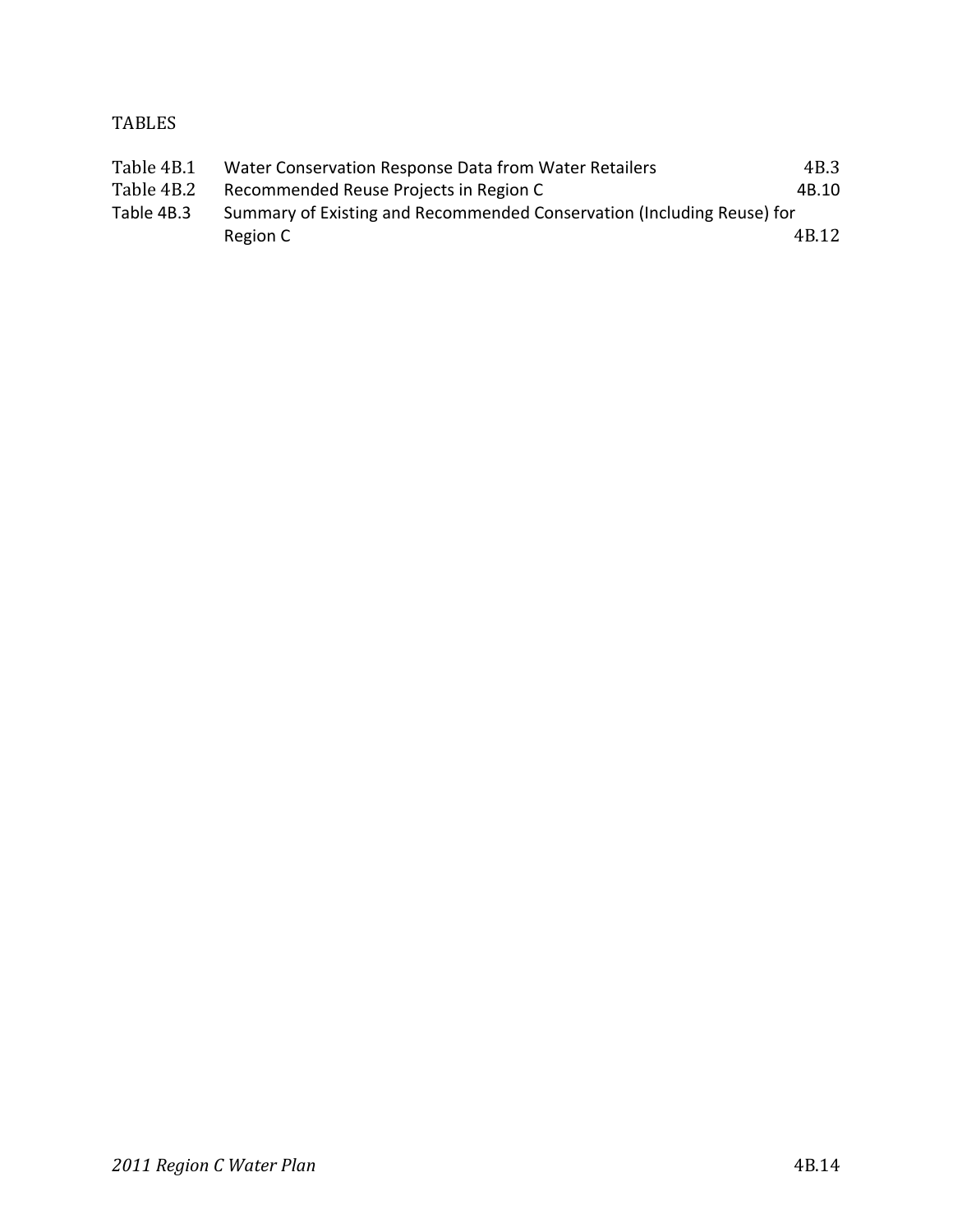TABLES

| | | |
|---|---|---|
| Table 4B.1 | Water Conservation Response Data from Water Retailers | 4B.3 |
| Table 4B.2 | Recommended Reuse Projects in Region C | 4B.10 |
| Table 4B.3 | Summary of Existing and Recommended Conservation (Including Reuse) for Region C | 4B.12 |